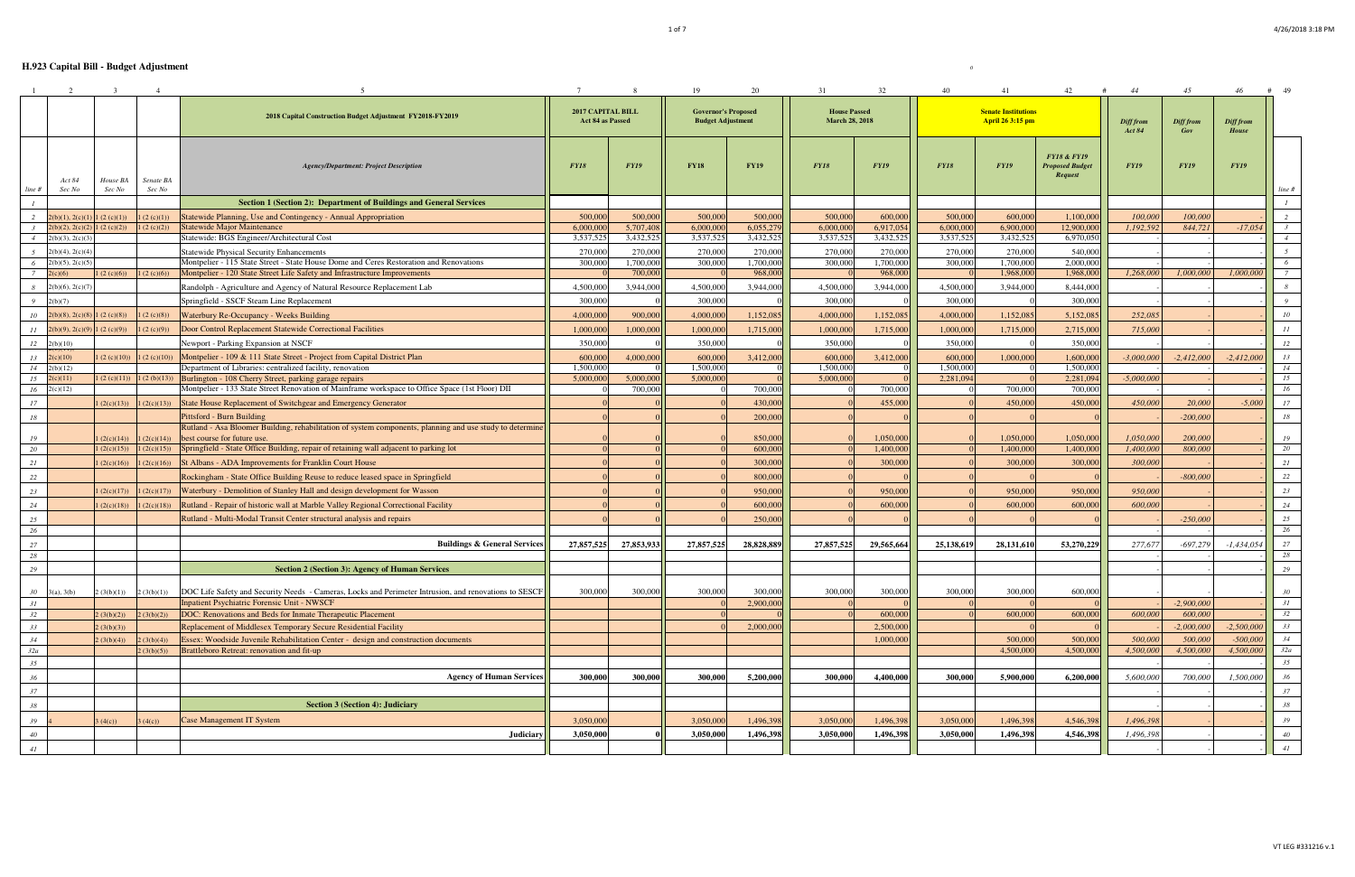# H.923 Capital Bill - Budget Adjustment

| 1 | 2 | 3 | 4 | 5 | 7 | 8 | 19 | 20 | 31 | 32 | 40 | 41 | 42 | 44 | 45 | 46 | 49 |
|---|---|---|---|---|---|---|---|---|---|---|---|---|---|---|---|---|---|
| | | | | 2018 Capital Construction Budget Adjustment FY2018-FY2019 | 2017 CAPITAL BILL Act 84 as Passed | | Governor's Proposed Budget Adjustment | | House Passed March 28, 2018 | | Senate Institutions April 26 3:15 pm | | | Diff from Act 84 | Diff from Gov | Diff from House | |
| line # | Act 84 Sec No | House BA Sec No | Senate BA Sec No | Agency/Department: Project Description | FY18 | FY19 | FY18 | FY19 | FY18 | FY19 | FY18 | FY19 | FY18 & FY19 Proposed Budget Request | FY19 | FY19 | FY19 | line # |
| 1 | | | | **Section 1 (Section 2): Department of Buildings and General Services** | | | | | | | | | | | | | 1 |
| 2 | 2(b)(1), 2(c)(1) | 1 (2 (c)(1)) | 1 (2 (c)(1)) | Statewide Planning, Use and Contingency - Annual Appropriation | 500,000 | 500,000 | 500,000 | 500,000 | 500,000 | 600,000 | 500,000 | 600,000 | 1,100,000 | 100,000 | 100,000 | | 2 |
| 3 | 2(b)(2), 2(c)(2) | 1 (2 (c)(2)) | 1 (2 (c)(2)) | Statewide Major Maintenance | 6,000,000 | 5,707,408 | 6,000,000 | 6,055,279 | 6,000,000 | 6,917,054 | 6,000,000 | 6,900,000 | 12,900,000 | 1,192,592 | 844,721 | -17,054 | 3 |
| 4 | 2(b)(3), 2(c)(3) | | | Statewide: BGS Engineer/Architectural Cost | 3,537,525 | 3,432,525 | 3,537,525 | 3,432,525 | 3,537,525 | 3,432,525 | 3,537,525 | 3,432,525 | 6,970,050 | - | - | - | 4 |
| 5 | 2(b)(4), 2(c)(4) | | | Statewide Physical Security Enhancements | 270,000 | 270,000 | 270,000 | 270,000 | 270,000 | 270,000 | 270,000 | 270,000 | 540,000 | - | - | - | 5 |
| 6 | 2(b)(5), 2(c)(5) | | | Montpelier - 115 State Street - State House Dome and Ceres Restoration and Renovations | 300,000 | 1,700,000 | 300,000 | 1,700,000 | 300,000 | 1,700,000 | 300,000 | 1,700,000 | 2,000,000 | - | - | - | 6 |
| 7 | 2(c)(6) | 1 (2 (c)(6)) | 1 (2 (c)(6)) | Montpelier - 120 State Street Life Safety and Infrastructure Improvements | 0 | 700,000 | 0 | 968,000 | 0 | 968,000 | 0 | 1,968,000 | 1,968,000 | 1,268,000 | 1,000,000 | 1,000,000 | 7 |
| 8 | 2(b)(6), 2(c)(7) | | | Randolph - Agriculture and Agency of Natural Resource Replacement Lab | 4,500,000 | 3,944,000 | 4,500,000 | 3,944,000 | 4,500,000 | 3,944,000 | 4,500,000 | 3,944,000 | 8,444,000 | - | - | - | 8 |
| 9 | 2(b)(7) | | | Springfield - SSCF Steam Line Replacement | 300,000 | 0 | 300,000 | 0 | 300,000 | 0 | 300,000 | 0 | 300,000 | - | - | - | 9 |
| 10 | 2(b)(8), 2(c)(8) | 1 (2 (c)(8)) | 1 (2 (c)(8)) | Waterbury Re-Occupancy - Weeks Building | 4,000,000 | 900,000 | 4,000,000 | 1,152,085 | 4,000,000 | 1,152,085 | 4,000,000 | 1,152,085 | 5,152,085 | 252,085 | - | - | 10 |
| 11 | 2(b)(9), 2(c)(9) | 1 (2 (c)(9)) | 1 (2 (c)(9)) | Door Control Replacement Statewide Correctional Facilities | 1,000,000 | 1,000,000 | 1,000,000 | 1,715,000 | 1,000,000 | 1,715,000 | 1,000,000 | 1,715,000 | 2,715,000 | 715,000 | - | - | 11 |
| 12 | 2(b)(10) | | | Newport - Parking Expansion at NSCF | 350,000 | 0 | 350,000 | 0 | 350,000 | 0 | 350,000 | 0 | 350,000 | - | - | - | 12 |
| 13 | 2(c)(10) | 1 (2 (c)(10)) | 1 (2 (c)(10)) | Montpelier - 109 & 111 State Street - Project from Capital District Plan | 600,000 | 4,000,000 | 600,000 | 3,412,000 | 600,000 | 3,412,000 | 600,000 | 1,000,000 | 1,600,000 | -3,000,000 | -2,412,000 | -2,412,000 | 13 |
| 14 | 2(b)(12) | | | Department of Libraries: centralized facility, renovation | 1,500,000 | 0 | 1,500,000 | 0 | 1,500,000 | 0 | 1,500,000 | 0 | 1,500,000 | - | - | - | 14 |
| 15 | 2(c)(11) | 1 (2 (c)(11)) | 1 (2 (b)(13)) | Burlington - 108 Cherry Street, parking garage repairs | 5,000,000 | 5,000,000 | 5,000,000 | 0 | 5,000,000 | 0 | 2,281,094 | 0 | 2,281,094 | -5,000,000 | - | - | 15 |
| 16 | 2(c)(12) | | | Montpelier - 133 State Street Renovation of Mainframe workspace to Office Space (1st Floor) DII | 0 | 700,000 | 0 | 700,000 | 0 | 700,000 | 0 | 700,000 | 700,000 | - | - | - | 16 |
| 17 | | 1 (2(c)(13)) | 1 (2(c)(13)) | State House Replacement of Switchgear and Emergency Generator | 0 | 0 | 0 | 430,000 | 0 | 455,000 | 0 | 450,000 | 450,000 | 450,000 | 20,000 | -5,000 | 17 |
| 18 | | | | Pittsford - Burn Building | 0 | 0 | 0 | 200,000 | 0 | 0 | 0 | 0 | 0 | - | -200,000 | - | 18 |
| 19 | | 1 (2(c)(14)) | 1 (2(c)(14)) | Rutland - Asa Bloomer Building, rehabilitation of system components, planning and use study to determine best course for future use. | 0 | 0 | 0 | 850,000 | 0 | 1,050,000 | 0 | 1,050,000 | 1,050,000 | 1,050,000 | 200,000 | - | 19 |
| 20 | | 1 (2(c)(15)) | 1 (2(c)(15)) | Springfield - State Office Building, repair of retaining wall adjacent to parking lot | 0 | 0 | 0 | 600,000 | 0 | 1,400,000 | 0 | 1,400,000 | 1,400,000 | 1,400,000 | 800,000 | - | 20 |
| 21 | | 1 (2(c)(16)) | 1 (2(c)(16)) | St Albans - ADA Improvements for Franklin Court House | 0 | 0 | 0 | 300,000 | 0 | 300,000 | 0 | 300,000 | 300,000 | 300,000 | - | - | 21 |
| 22 | | | | Rockingham - State Office Building Reuse to reduce leased space in Springfield | 0 | 0 | 0 | 800,000 | 0 | 0 | 0 | 0 | 0 | - | -800,000 | - | 22 |
| 23 | | 1 (2(c)(17)) | 1 (2(c)(17)) | Waterbury - Demolition of Stanley Hall and design development for Wasson | 0 | 0 | 0 | 950,000 | 0 | 950,000 | 0 | 950,000 | 950,000 | 950,000 | - | - | 23 |
| 24 | | 1 (2(c)(18)) | 1 (2(c)(18)) | Rutland - Repair of historic wall at Marble Valley Regional Correctional Facility | 0 | 0 | 0 | 600,000 | 0 | 600,000 | 0 | 600,000 | 600,000 | 600,000 | - | - | 24 |
| 25 | | | | Rutland - Multi-Modal Transit Center structural analysis and repairs | 0 | 0 | 0 | 250,000 | 0 | 0 | 0 | 0 | 0 | - | -250,000 | - | 25 |
| 26 | | | | | | | | | | | | | | | | | 26 |
| 27 | | | | **Buildings & General Services** | **27,857,525** | **27,853,933** | **27,857,525** | **28,828,889** | **27,857,525** | **29,565,664** | **25,138,619** | **28,131,610** | **53,270,229** | 277,677 | -697,279 | -1,434,054 | 27 |
| 28 | | | | | | | | | | | | | | | | | 28 |
| 29 | | | | **Section 2 (Section 3): Agency of Human Services** | | | | | | | | | | - | - | - | 29 |
| 30 | 3(a), 3(b) | 2 (3(b)(1)) | 2 (3(b)(1)) | DOC Life Safety and Security Needs - Cameras, Locks and Perimeter Intrusion, and renovations to SESCF | 300,000 | 300,000 | 300,000 | 300,000 | 300,000 | 300,000 | 300,000 | 300,000 | 600,000 | - | - | - | 30 |
| 31 | | | | Inpatient Psychiatric Forensic Unit - NWSCF | | | 0 | 2,900,000 | 0 | 0 | 0 | 0 | 0 | - | -2,900,000 | - | 31 |
| 32 | | 2 (3(b)(2)) | 2 (3(b)(2)) | DOC: Renovations and Beds for Inmate Therapeutic Placement | | | 0 | 0 | 0 | 600,000 | 0 | 600,000 | 600,000 | 600,000 | 600,000 | - | 32 |
| 33 | | 2 (3(b)(3)) | | Replacement of Middlesex Temporary Secure Residential Facility | | | | 2,000,000 | | 2,500,000 | | 0 | 0 | - | -2,000,000 | -2,500,000 | 33 |
| 34 | | 2 (3(b)(4)) | 2 (3(b)(4)) | Essex: Woodside Juvenile Rehabilitation Center - design and construction documents | | | | | | 1,000,000 | | 500,000 | 500,000 | 500,000 | 500,000 | -500,000 | 34 |
| 32a | | | 2 (3(b)(5)) | Brattleboro Retreat: renovation and fit-up | | | | | | | | 4,500,000 | 4,500,000 | 4,500,000 | 4,500,000 | 4,500,000 | 32a |
| 35 | | | | | | | | | | | | | | - | - | - | 35 |
| 36 | | | | **Agency of Human Services** | **300,000** | **300,000** | **300,000** | **5,200,000** | **300,000** | **4,400,000** | **300,000** | **5,900,000** | **6,200,000** | 5,600,000 | 700,000 | 1,500,000 | 36 |
| 37 | | | | | | | | | | | | | | - | - | - | 37 |
| 38 | | | | **Section 3 (Section 4): Judiciary** | | | | | | | | | | - | - | - | 38 |
| 39 | 4 | 3 (4(c)) | 3 (4(c)) | Case Management IT System | 3,050,000 | | 3,050,000 | 1,496,398 | 3,050,000 | 1,496,398 | 3,050,000 | 1,496,398 | 4,546,398 | 1,496,398 | - | - | 39 |
| 40 | | | | **Judiciary** | **3,050,000** | **0** | **3,050,000** | **1,496,398** | **3,050,000** | **1,496,398** | **3,050,000** | **1,496,398** | **4,546,398** | 1,496,398 | - | - | 40 |
| 41 | | | | | | | | | | | | | | - | - | - | 41 |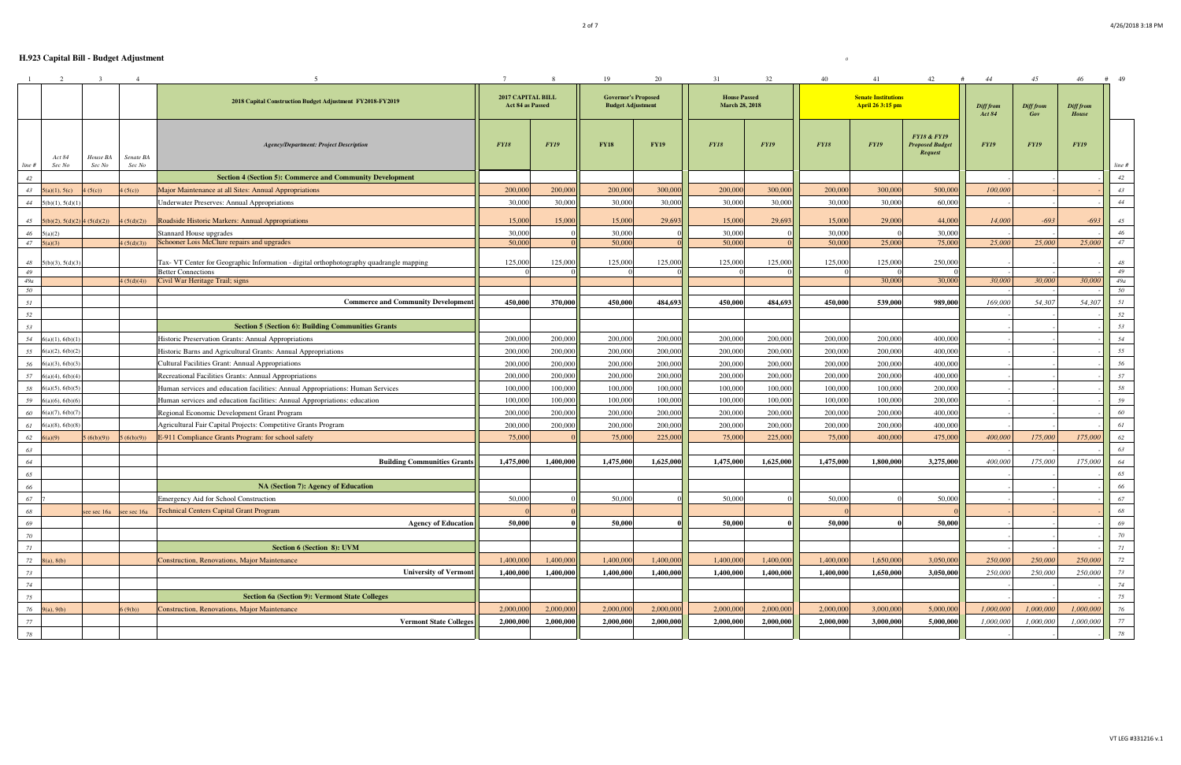## H.923 Capital Bill - Budget Adjustment

| 1 | 2 | 3 | 4 | 5 | 7 | 8 | 19 | 20 | 31 | 32 | 40 | 41 | 42 | 44 | 45 | 46 | 49 |
|---|---|---|---|---|---|---|---|---|---|---|---|---|---|---|---|---|---|
| | | | | 2018 Capital Construction Budget Adjustment FY2018-FY2019 | 2017 CAPITAL BILL Act 84 as Passed | | Governor's Proposed Budget Adjustment | | House Passed March 28, 2018 | | Senate Institutions April 26 3:15 pm | | | Diff from Act 84 | Diff from Gov | Diff from House | |
| line # | Act 84 Sec No | House BA Sec No | Senate BA Sec No | Agency/Department: Project Description | FY18 | FY19 | FY18 | FY19 | FY18 | FY19 | FY18 | FY19 | FY18 & FY19 Proposed Budget Request | FY19 | FY19 | FY19 | line # |
| 42 | | | | Section 4 (Section 5): Commerce and Community Development | | | | | | | | | | - | - | - | 42 |
| 43 | 5(a)(1), 5(c) | 4 (5(c)) | 4 (5(c)) | Major Maintenance at all Sites: Annual Appropriations | 200,000 | 200,000 | 200,000 | 300,000 | 200,000 | 300,000 | 200,000 | 300,000 | 500,000 | 100,000 | - | - | 43 |
| 44 | 5(b)(1), 5(d)(1) | | | Underwater Preserves: Annual Appropriations | 30,000 | 30,000 | 30,000 | 30,000 | 30,000 | 30,000 | 30,000 | 30,000 | 60,000 | - | - | - | 44 |
| 45 | 5(b)(2), 5(d)(2) | 4 (5(d)(2)) | 4 (5(d)(2)) | Roadside Historic Markers: Annual Appropriations | 15,000 | 15,000 | 15,000 | 29,693 | 15,000 | 29,693 | 15,000 | 29,000 | 44,000 | 14,000 | -693 | -693 | 45 |
| 46 | 5(a)(2) | | | Stannard House upgrades | 30,000 | 0 | 30,000 | 0 | 30,000 | 0 | 30,000 | 0 | 30,000 | - | - | - | 46 |
| 47 | 5(a)(3) | | 4 (5(d)(3)) | Schooner Lois McClure repairs and upgrades | 50,000 | 0 | 50,000 | 0 | 50,000 | 0 | 50,000 | 25,000 | 75,000 | 25,000 | 25,000 | 25,000 | 47 |
| 48 | 5(b)(3), 5(d)(3) | | | Tax- VT Center for Geographic Information - digital orthophotography quadrangle mapping | 125,000 | 125,000 | 125,000 | 125,000 | 125,000 | 125,000 | 125,000 | 125,000 | 250,000 | - | - | - | 48 |
| 49 | | | | Better Connections | 0 | 0 | 0 | 0 | 0 | 0 | 0 | 0 | 0 | - | - | - | 49 |
| 49a | | | 4 (5(d)(4)) | Civil War Heritage Trail; signs | | | | | | | | 30,000 | 30,000 | 30,000 | 30,000 | 30,000 | 49a |
| 50 | | | | | | | | | | | | | | - | - | - | 50 |
| 51 | | | | **Commerce and Community Development** | **450,000** | **370,000** | **450,000** | **484,693** | **450,000** | **484,693** | **450,000** | **539,000** | **989,000** | 169,000 | 54,307 | 54,307 | 51 |
| 52 | | | | | | | | | | | | | | | | | 52 |
| 53 | | | | Section 5 (Section 6): Building Communities Grants | | | | | | | | | | - | - | - | 53 |
| 54 | 6(a)(1), 6(b)(1) | | | Historic Preservation Grants: Annual Appropriations | 200,000 | 200,000 | 200,000 | 200,000 | 200,000 | 200,000 | 200,000 | 200,000 | 400,000 | - | - | - | 54 |
| 55 | 6(a)(2), 6(b)(2) | | | Historic Barns and Agricultural Grants: Annual Appropriations | 200,000 | 200,000 | 200,000 | 200,000 | 200,000 | 200,000 | 200,000 | 200,000 | 400,000 | - | - | - | 55 |
| 56 | 6(a)(3), 6(b)(3) | | | Cultural Facilities Grant: Annual Appropriations | 200,000 | 200,000 | 200,000 | 200,000 | 200,000 | 200,000 | 200,000 | 200,000 | 400,000 | - | - | - | 56 |
| 57 | 6(a)(4), 6(b)(4) | | | Recreational Facilities Grants: Annual Appropriations | 200,000 | 200,000 | 200,000 | 200,000 | 200,000 | 200,000 | 200,000 | 200,000 | 400,000 | - | - | - | 57 |
| 58 | 6(a)(5), 6(b)(5) | | | Human services and education facilities: Annual Appropriations: Human Services | 100,000 | 100,000 | 100,000 | 100,000 | 100,000 | 100,000 | 100,000 | 100,000 | 200,000 | - | - | - | 58 |
| 59 | 6(a)(6), 6(b)(6) | | | Human services and education facilities: Annual Appropriations: education | 100,000 | 100,000 | 100,000 | 100,000 | 100,000 | 100,000 | 100,000 | 100,000 | 200,000 | - | - | - | 59 |
| 60 | 6(a)(7), 6(b)(7) | | | Regional Economic Development Grant Program | 200,000 | 200,000 | 200,000 | 200,000 | 200,000 | 200,000 | 200,000 | 200,000 | 400,000 | - | - | - | 60 |
| 61 | 6(a)(8), 6(b)(8) | | | Agricultural Fair Capital Projects: Competitive Grants Program | 200,000 | 200,000 | 200,000 | 200,000 | 200,000 | 200,000 | 200,000 | 200,000 | 400,000 | - | - | - | 61 |
| 62 | 6(a)(9) | 5 (6(b)(9)) | 5 (6(b)(9)) | E-911 Compliance Grants Program: for school safety | 75,000 | 0 | 75,000 | 225,000 | 75,000 | 225,000 | 75,000 | 400,000 | 475,000 | 400,000 | 175,000 | 175,000 | 62 |
| 63 | | | | | | | | | | | | | | - | - | - | 63 |
| 64 | | | | **Building Communities Grants** | **1,475,000** | **1,400,000** | **1,475,000** | **1,625,000** | **1,475,000** | **1,625,000** | **1,475,000** | **1,800,000** | **3,275,000** | 400,000 | 175,000 | 175,000 | 64 |
| 65 | | | | | | | | | | | | | | - | - | - | 65 |
| 66 | | | | NA (Section 7): Agency of Education | | | | | | | | | | - | - | - | 66 |
| 67 | 7 | | | Emergency Aid for School Construction | 50,000 | 0 | 50,000 | 0 | 50,000 | 0 | 50,000 | 0 | 50,000 | - | - | - | 67 |
| 68 | | see sec 16a | see sec 16a | Technical Centers Capital Grant Program | 0 | 0 | | | | | 0 | | 0 | - | - | - | 68 |
| 69 | | | | **Agency of Education** | **50,000** | **0** | **50,000** | **0** | **50,000** | **0** | **50,000** | **0** | **50,000** | - | - | - | 69 |
| 70 | | | | | | | | | | | | | | - | - | - | 70 |
| 71 | | | | Section 6 (Section 8): UVM | | | | | | | | | | - | - | - | 71 |
| 72 | 8(a), 8(b) | | | Construction, Renovations, Major Maintenance | 1,400,000 | 1,400,000 | 1,400,000 | 1,400,000 | 1,400,000 | 1,400,000 | 1,400,000 | 1,650,000 | 3,050,000 | 250,000 | 250,000 | 250,000 | 72 |
| 73 | | | | **University of Vermont** | **1,400,000** | **1,400,000** | **1,400,000** | **1,400,000** | **1,400,000** | **1,400,000** | **1,400,000** | **1,650,000** | **3,050,000** | 250,000 | 250,000 | 250,000 | 73 |
| 74 | | | | | | | | | | | | | | - | - | - | 74 |
| 75 | | | | Section 6a (Section 9): Vermont State Colleges | | | | | | | | | | - | - | - | 75 |
| 76 | 9(a), 9(b) | | 6 (9(b)) | Construction, Renovations, Major Maintenance | 2,000,000 | 2,000,000 | 2,000,000 | 2,000,000 | 2,000,000 | 2,000,000 | 2,000,000 | 3,000,000 | 5,000,000 | 1,000,000 | 1,000,000 | 1,000,000 | 76 |
| 77 | | | | **Vermont State Colleges** | **2,000,000** | **2,000,000** | **2,000,000** | **2,000,000** | **2,000,000** | **2,000,000** | **2,000,000** | **3,000,000** | **5,000,000** | 1,000,000 | 1,000,000 | 1,000,000 | 77 |
| 78 | | | | | | | | | | | | | | - | - | - | 78 |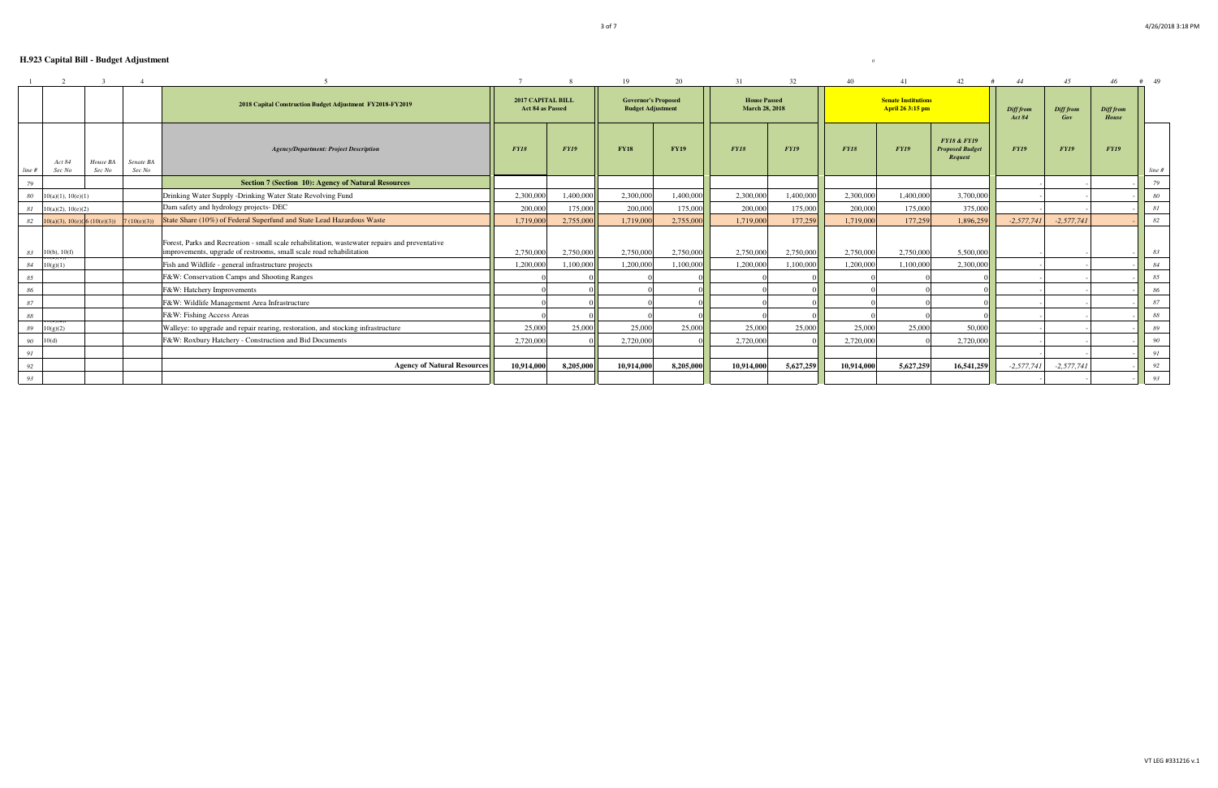## H.923 Capital Bill - Budget Adjustment

| 1 | 2 | 3 | 4 | 5 | 7 | 8 | 19 | 20 | 31 | 32 | 40 | 41 | 42 | 44 | 45 | 46 | 49 |
|---|---|---|---|---|---|---|---|---|---|---|---|---|---|---|---|---|---|
| | | | | 2018 Capital Construction Budget Adjustment FY2018-FY2019 | 2017 CAPITAL BILL Act 84 as Passed | | Governor's Proposed Budget Adjustment | | House Passed March 28, 2018 | | Senate Institutions April 26 3:15 pm | | | Diff from Act 84 | Diff from Gov | Diff from House | |
| line # | Act 84 Sec No | House BA Sec No | Senate BA Sec No | Agency/Department: Project Description | FY18 | FY19 | FY18 | FY19 | FY18 | FY19 | FY18 | FY19 | FY18 & FY19 Proposed Budget Request | FY19 | FY19 | FY19 | line # |
| 79 | | | | **Section 7 (Section 10): Agency of Natural Resources** | | | | | | | | | | - | - | - | 79 |
| 80 | 10(a)(1), 10(e)(1) | | | Drinking Water Supply -Drinking Water State Revolving Fund | 2,300,000 | 1,400,000 | 2,300,000 | 1,400,000 | 2,300,000 | 1,400,000 | 2,300,000 | 1,400,000 | 3,700,000 | - | - | - | 80 |
| 81 | 10(a)(2), 10(e)(2) | | | Dam safety and hydrology projects- DEC | 200,000 | 175,000 | 200,000 | 175,000 | 200,000 | 175,000 | 200,000 | 175,000 | 375,000 | - | - | - | 81 |
| 82 | 10(a)(3), 10(e)(3) | 6 (10(e)(3)) | 7 (10(e)(3)) | State Share (10%) of Federal Superfund and State Lead Hazardous Waste | 1,719,000 | 2,755,000 | 1,719,000 | 2,755,000 | 1,719,000 | 177,259 | 1,719,000 | 177,259 | 1,896,259 | -2,577,741 | -2,577,741 | - | 82 |
| 83 | 10(b), 10(f) | | | Forest, Parks and Recreation - small scale rehabilitation, wastewater repairs and preventative improvements, upgrade of restrooms, small scale road rehabilitation | 2,750,000 | 2,750,000 | 2,750,000 | 2,750,000 | 2,750,000 | 2,750,000 | 2,750,000 | 2,750,000 | 5,500,000 | - | - | - | 83 |
| 84 | 10(g)(1) | | | Fish and Wildlife - general infrastructure projects | 1,200,000 | 1,100,000 | 1,200,000 | 1,100,000 | 1,200,000 | 1,100,000 | 1,200,000 | 1,100,000 | 2,300,000 | - | - | - | 84 |
| 85 | | | | F&W: Conservation Camps and Shooting Ranges | 0 | 0 | 0 | 0 | 0 | 0 | 0 | 0 | 0 | - | - | - | 85 |
| 86 | | | | F&W: Hatchery Improvements | 0 | 0 | 0 | 0 | 0 | 0 | 0 | 0 | 0 | - | - | - | 86 |
| 87 | | | | F&W: Wildlife Management Area Infrastructure | 0 | 0 | 0 | 0 | 0 | 0 | 0 | 0 | 0 | - | - | - | 87 |
| 88 | | | | F&W: Fishing Access Areas | 0 | 0 | 0 | 0 | 0 | 0 | 0 | 0 | 0 | - | - | - | 88 |
| 89 | 10(g)(2) | | | Walleye: to upgrade and repair rearing, restoration, and stocking infrastructure | 25,000 | 25,000 | 25,000 | 25,000 | 25,000 | 25,000 | 25,000 | 25,000 | 50,000 | - | - | - | 89 |
| 90 | 10(d) | | | F&W: Roxbury Hatchery - Construction and Bid Documents | 2,720,000 | 0 | 2,720,000 | 0 | 2,720,000 | 0 | 2,720,000 | 0 | 2,720,000 | - | - | - | 90 |
| 91 | | | | | | | | | | | | | | - | - | - | 91 |
| 92 | | | | **Agency of Natural Resources** | **10,914,000** | **8,205,000** | **10,914,000** | **8,205,000** | **10,914,000** | **5,627,259** | **10,914,000** | **5,627,259** | **16,541,259** | -2,577,741 | -2,577,741 | - | 92 |
| 93 | | | | | | | | | | | | | | - | - | - | 93 |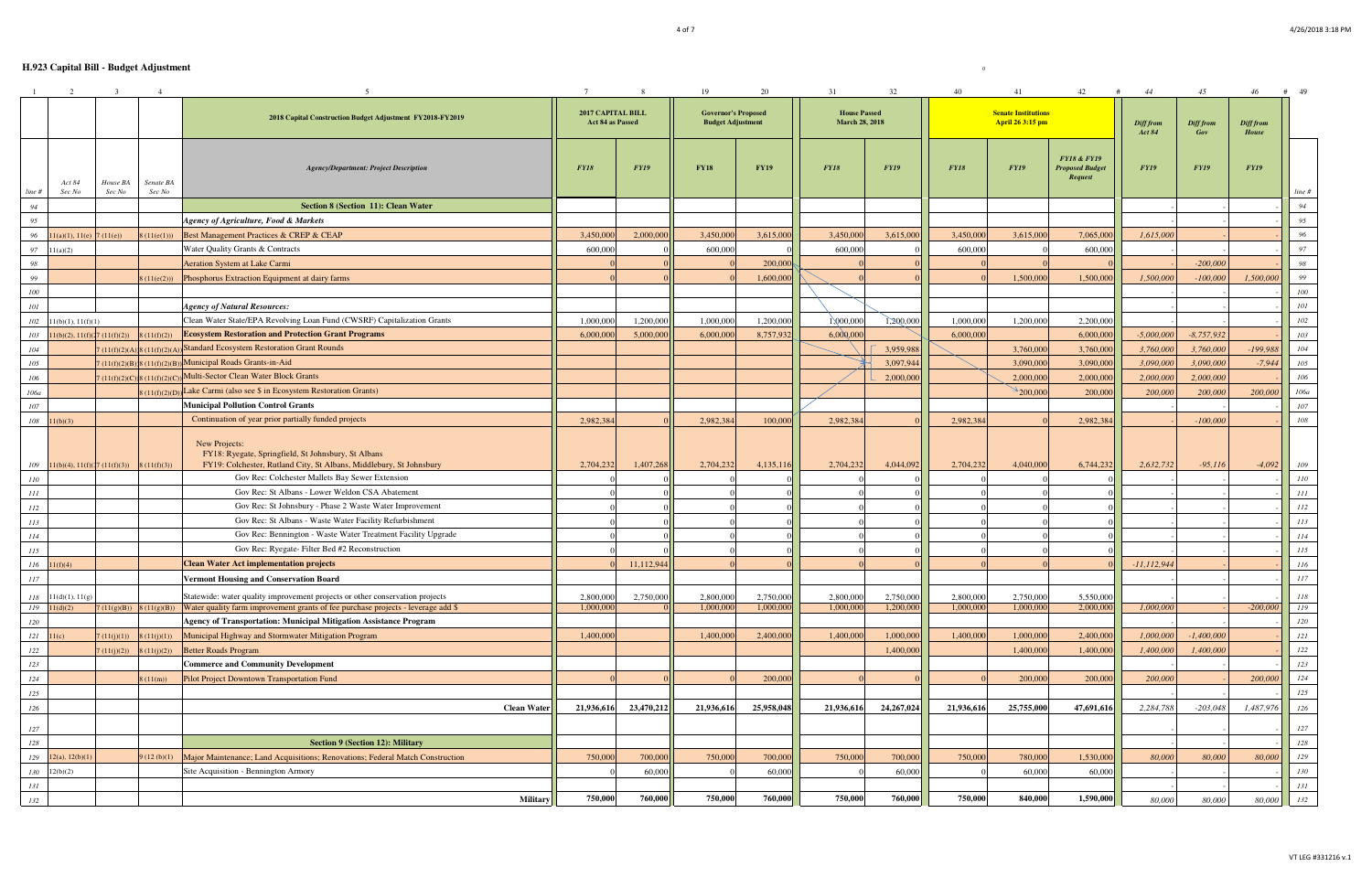# H.923 Capital Bill - Budget Adjustment

| 1 | 2 | 3 | 4 | 5 | 7 | 8 | 19 | 20 | 31 | 32 | 40 | 41 | 42 | 44 | 45 | 46 | 49 |
|---|---|---|---|---|---|---|---|---|---|---|---|---|---|---|---|---|---|
| | | | | 2018 Capital Construction Budget Adjustment FY2018-FY2019 | 2017 CAPITAL BILL Act 84 as Passed | | Governor's Proposed Budget Adjustment | | House Passed March 28, 2018 | | Senate Institutions April 26 3:15 pm | | | Diff from Act 84 | Diff from Gov | Diff from House | |
| line # | Act 84 Sec No | House BA Sec No | Senate BA Sec No | Agency/Department: Project Description | FY18 | FY19 | FY18 | FY19 | FY18 | FY19 | FY18 | FY19 | FY18 & FY19 Proposed Budget Request | FY19 | FY19 | FY19 | line # |
| 94 | | | | **Section 8 (Section 11): Clean Water** | | | | | | | | | | - | - | - | 94 |
| 95 | | | | *Agency of Agriculture, Food & Markets* | | | | | | | | | | - | - | - | 95 |
| 96 | 11(a)(1), 11(e) | 7 (11(e)) | 8 (11(e(1))) | Best Management Practices & CREP & CEAP | 3,450,000 | 2,000,000 | 3,450,000 | 3,615,000 | 3,450,000 | 3,615,000 | 3,450,000 | 3,615,000 | 7,065,000 | 1,615,000 | - | - | 96 |
| 97 | 11(a)(2) | | | Water Quality Grants & Contracts | 600,000 | 0 | 600,000 | 0 | 600,000 | 0 | 600,000 | 0 | 600,000 | - | - | - | 97 |
| 98 | | | | Aeration System at Lake Carmi | 0 | 0 | 0 | 200,000 | 0 | 0 | 0 | 0 | 0 | - | -200,000 | - | 98 |
| 99 | | | 8 (11(e(2))) | Phosphorus Extraction Equipment at dairy farms | 0 | 0 | 0 | 1,600,000 | 0 | 0 | 0 | 1,500,000 | 1,500,000 | 1,500,000 | -100,000 | 1,500,000 | 99 |
| 100 | | | | | | | | | | | | | | - | - | - | 100 |
| 101 | | | | *Agency of Natural Resources:* | | | | | | | | | | - | - | - | 101 |
| 102 | 11(b)(1), 11(f)(1) | | | Clean Water State/EPA Revolving Loan Fund (CWSRF) Capitalization Grants | 1,000,000 | 1,200,000 | 1,000,000 | 1,200,000 | 1,000,000 | 1,200,000 | 1,000,000 | 1,200,000 | 2,200,000 | - | - | - | 102 |
| 103 | 11(b)(2), 11(f)(2) | 7 (11(f)(2)) | 8 (11(f)(2)) | **Ecosystem Restoration and Protection Grant Programs** | 6,000,000 | 5,000,000 | 6,000,000 | 8,757,932 | 6,000,000 | | 6,000,000 | | 6,000,000 | -5,000,000 | -8,757,932 | - | 103 |
| 104 | | 7 (11(f)(2)(A)) | 8 (11(f)(2)(A)) | Standard Ecosystem Restoration Grant Rounds | | | | | | 3,959,988 | | 3,760,000 | 3,760,000 | 3,760,000 | 3,760,000 | -199,988 | 104 |
| 105 | | 7 (11(f)(2)(B)) | 8 (11(f)(2)(B)) | Municipal Roads Grants-in-Aid | | | | | | 3,097,944 | | 3,090,000 | 3,090,000 | 3,090,000 | 3,090,000 | -7,944 | 105 |
| 106 | | 7 (11(f)(2)(C)) | 8 (11(f)(2)(C)) | Multi-Sector Clean Water Block Grants | | | | | | 2,000,000 | | 2,000,000 | 2,000,000 | 2,000,000 | 2,000,000 | - | 106 |
| 106a | | | 8 (11(f)(2)(D)) | Lake Carmi (also see $ in Ecosystem Restoration Grants) | | | | | | | | 200,000 | 200,000 | 200,000 | 200,000 | 200,000 | 106a |
| 107 | | | | **Municipal Pollution Control Grants** | | | | | | | | | | - | - | - | 107 |
| 108 | 11(b)(3) | | | Continuation of year prior partially funded projects | 2,982,384 | 0 | 2,982,384 | 100,000 | 2,982,384 | 0 | 2,982,384 | 0 | 2,982,384 | - | -100,000 | - | 108 |
| 109 | 11(b)(4), 11(f)(3) | 7 (11(f)(3)) | 8 (11(f)(3)) | New Projects:<br>FY18: Ryegate, Springfield, St Johnsbury, St Albans<br>FY19: Colchester, Rutland City, St Albans, Middlebury, St Johnsbury | 2,704,232 | 1,407,268 | 2,704,232 | 4,135,116 | 2,704,232 | 4,044,092 | 2,704,232 | 4,040,000 | 6,744,232 | 2,632,732 | -95,116 | -4,092 | 109 |
| 110 | | | | Gov Rec: Colchester Mallets Bay Sewer Extension | 0 | 0 | 0 | 0 | 0 | 0 | 0 | 0 | 0 | - | - | - | 110 |
| 111 | | | | Gov Rec: St Albans - Lower Weldon CSA Abatement | 0 | 0 | 0 | 0 | 0 | 0 | 0 | 0 | 0 | - | - | - | 111 |
| 112 | | | | Gov Rec: St Johnsbury - Phase 2 Waste Water Improvement | 0 | 0 | 0 | 0 | 0 | 0 | 0 | 0 | 0 | - | - | - | 112 |
| 113 | | | | Gov Rec: St Albans - Waste Water Facility Refurbishment | 0 | 0 | 0 | 0 | 0 | 0 | 0 | 0 | 0 | - | - | - | 113 |
| 114 | | | | Gov Rec: Bennington - Waste Water Treatment Facility Upgrade | 0 | 0 | 0 | 0 | 0 | 0 | 0 | 0 | 0 | - | - | - | 114 |
| 115 | | | | Gov Rec: Ryegate- Filter Bed #2 Reconstruction | 0 | 0 | 0 | 0 | 0 | 0 | 0 | 0 | 0 | - | - | - | 115 |
| 116 | 11(f)(4) | | | **Clean Water Act implementation projects** | 0 | 11,112,944 | 0 | 0 | 0 | 0 | 0 | 0 | 0 | -11,112,944 | - | - | 116 |
| 117 | | | | **Vermont Housing and Conservation Board** | | | | | | | | | | - | - | - | 117 |
| 118 | 11(d)(1), 11(g) | | | Statewide: water quality improvement projects or other conservation projects | 2,800,000 | 2,750,000 | 2,800,000 | 2,750,000 | 2,800,000 | 2,750,000 | 2,800,000 | 2,750,000 | 5,550,000 | - | - | - | 118 |
| 119 | 11(d)(2) | 7 (11(g)(B)) | 8 (11(g)(B)) | Water quality farm improvement grants of fee purchase projects - leverage add $ | 1,000,000 | 0 | 1,000,000 | 1,000,000 | 1,000,000 | 1,200,000 | 1,000,000 | 1,000,000 | 2,000,000 | 1,000,000 | - | -200,000 | 119 |
| 120 | | | | **Agency of Transportation: Municipal Mitigation Assistance Program** | | | | | | | | | | - | - | - | 120 |
| 121 | 11(c) | 7 (11(j)(1)) | 8 (11(j)(1)) | Municipal Highway and Stormwater Mitigation Program | 1,400,000 | | 1,400,000 | 2,400,000 | 1,400,000 | 1,000,000 | 1,400,000 | 1,000,000 | 2,400,000 | 1,000,000 | -1,400,000 | - | 121 |
| 122 | | 7 (11(j)(2)) | 8 (11(j)(2)) | Better Roads Program | | | | | | 1,400,000 | | 1,400,000 | 1,400,000 | 1,400,000 | 1,400,000 | - | 122 |
| 123 | | | | **Commerce and Community Development** | | | | | | | | | | - | - | - | 123 |
| 124 | | | 8 (11(m)) | Pilot Project Downtown Transportation Fund | 0 | 0 | 0 | 200,000 | 0 | 0 | 0 | 200,000 | 200,000 | 200,000 | - | 200,000 | 124 |
| 125 | | | | | | | | | | | | | | - | - | - | 125 |
| 126 | | | | **Clean Water** | 21,936,616 | 23,470,212 | 21,936,616 | 25,958,048 | 21,936,616 | 24,267,024 | 21,936,616 | 25,755,000 | 47,691,616 | 2,284,788 | -203,048 | 1,487,976 | 126 |
| 127 | | | | | | | | | | | | | | - | - | - | 127 |
| 128 | | | | **Section 9 (Section 12): Military** | | | | | | | | | | - | - | - | 128 |
| 129 | 12(a), 12(b)(1) | | 9 (12 (b)(1)) | Major Maintenance; Land Acquisitions; Renovations; Federal Match Construction | 750,000 | 700,000 | 750,000 | 700,000 | 750,000 | 700,000 | 750,000 | 780,000 | 1,530,000 | 80,000 | 80,000 | 80,000 | 129 |
| 130 | 12(b)(2) | | | Site Acquisition - Bennington Armory | 0 | 60,000 | 0 | 60,000 | 0 | 60,000 | 0 | 60,000 | 60,000 | - | - | - | 130 |
| 131 | | | | | | | | | | | | | | - | - | - | 131 |
| 132 | | | | **Military** | 750,000 | 760,000 | 750,000 | 760,000 | 750,000 | 760,000 | 750,000 | 840,000 | 1,590,000 | 80,000 | 80,000 | 80,000 | 132 |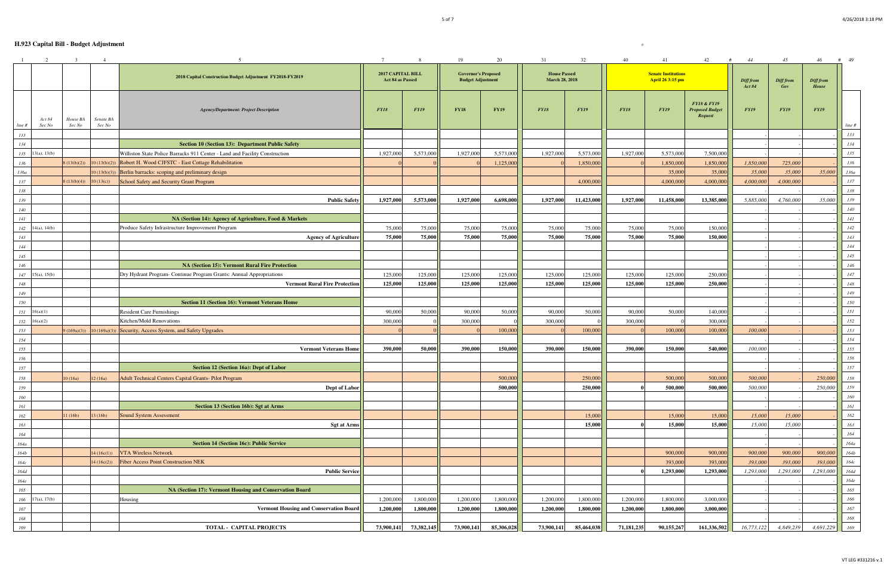## H.923 Capital Bill - Budget Adjustment

| 1 | 2 | 3 | 4 | 5 | 7 | 8 | 19 | 20 | 31 | 32 | 40 | 41 | 42 | 44 | 45 | 46 | 49 |
|---|---|---|---|---|---|---|---|---|---|---|---|---|---|---|---|---|---|
| | | | | 2018 Capital Construction Budget Adjustment FY2018-FY2019 | 2017 CAPITAL BILL Act 84 as Passed | | Governor's Proposed Budget Adjustment | | House Passed March 28, 2018 | | Senate Institutions April 26 3:15 pm | | | Diff from Act 84 | Diff from Gov | Diff from House | |
| line # | Act 84 Sec No | House BA Sec No | Senate BA Sec No | Agency/Department: Project Description | FY18 | FY19 | FY18 | FY19 | FY18 | FY19 | FY18 | FY19 | FY18 & FY19 Proposed Budget Request | FY19 | FY19 | FY19 | line # |
| 133 | | | | | | | | | | | | | | | | | 133 |
| 134 | | | | Section 10 (Section 13): Department Public Safety | | | | | | | | | | | | | 134 |
| 135 | 13(a), 13(b) | | | Williston State Police Barracks 911 Center - Land and Facility Construction | 1,927,000 | 5,573,000 | 1,927,000 | 5,573,000 | 1,927,000 | 5,573,000 | 1,927,000 | 5,573,000 | 7,500,000 | | - | - | 135 |
| 136 | | 8 (13(b)(2)) | 10 (13(b)(2)) | Robert H. Wood CJFSTC - East Cottage Rehabilitation | 0 | 0 | 0 | 1,125,000 | 0 | 1,850,000 | 0 | 1,850,000 | 1,850,000 | 1,850,000 | 725,000 | - | 136 |
| 136a | | | 10 (13(b)(3)) | Berlin barracks: scoping and preliminary design | | | | | | | | 35,000 | 35,000 | 35,000 | 35,000 | 35,000 | 136a |
| 137 | | 8 (13(b)(4)) | 10 (13(c)) | School Safety and Security Grant Program | | | | | | 4,000,000 | | 4,000,000 | 4,000,000 | 4,000,000 | 4,000,000 | - | 137 |
| 138 | | | | | | | | | | | | | | | - | - | 138 |
| 139 | | | | Public Safety | 1,927,000 | 5,573,000 | 1,927,000 | 6,698,000 | 1,927,000 | 11,423,000 | 1,927,000 | 11,458,000 | 13,385,000 | 5,885,000 | 4,760,000 | 35,000 | 139 |
| 140 | | | | | | | | | | | | | | - | - | - | 140 |
| 141 | | | | NA (Section 14): Agency of Agriculture, Food & Markets | | | | | | | | | | - | - | - | 141 |
| 142 | 14(a), 14(b) | | | Produce Safety Infrastructure Improvement Program | 75,000 | 75,000 | 75,000 | 75,000 | 75,000 | 75,000 | 75,000 | 75,000 | 150,000 | - | - | - | 142 |
| 143 | | | | Agency of Agriculture | 75,000 | 75,000 | 75,000 | 75,000 | 75,000 | 75,000 | 75,000 | 75,000 | 150,000 | - | - | - | 143 |
| 144 | | | | | | | | | | | | | | - | - | - | 144 |
| 145 | | | | | | | | | | | | | | - | - | - | 145 |
| 146 | | | | NA (Section 15): Vermont Rural Fire Protection | | | | | | | | | | - | - | - | 146 |
| 147 | 15(a), 15(b) | | | Dry Hydrant Program- Continue Program Grants: Annual Appropriations | 125,000 | 125,000 | 125,000 | 125,000 | 125,000 | 125,000 | 125,000 | 125,000 | 250,000 | - | - | - | 147 |
| 148 | | | | Vermont Rural Fire Protection | 125,000 | 125,000 | 125,000 | 125,000 | 125,000 | 125,000 | 125,000 | 125,000 | 250,000 | - | - | - | 148 |
| 149 | | | | | | | | | | | | | | - | - | - | 149 |
| 150 | | | | Section 11 (Section 16): Vermont Veterans Home | | | | | | | | | | - | - | - | 150 |
| 151 | 16(a)(1) | | | Resident Care Furnishings | 90,000 | 50,000 | 90,000 | 50,000 | 90,000 | 50,000 | 90,000 | 50,000 | 140,000 | - | - | - | 151 |
| 152 | 16(a)(2) | | | Kitchen/Mold Renovations | 300,000 | 0 | 300,000 | 0 | 300,000 | 0 | 300,000 | 0 | 300,000 | - | - | - | 152 |
| 153 | | 9 (169a)(3)) | 10 (169a)(3)) | Security, Access System, and Safety Upgrades | 0 | 0 | 0 | 100,000 | 0 | 100,000 | 0 | 100,000 | 100,000 | 100,000 | - | - | 153 |
| 154 | | | | | | | | | | | | | | - | - | - | 154 |
| 155 | | | | Vermont Veterans Home | 390,000 | 50,000 | 390,000 | 150,000 | 390,000 | 150,000 | 390,000 | 150,000 | 540,000 | 100,000 | - | - | 155 |
| 156 | | | | | | | | | | | | | | - | - | - | 156 |
| 157 | | | | Section 12 (Section 16a): Dept of Labor | | | | | | | | | | - | - | - | 157 |
| 158 | | 10 (16a) | 12 (16a) | Adult Technical Centers Capital Grants- Pilot Program | | | | 500,000 | | 250,000 | | 500,000 | 500,000 | 500,000 | - | 250,000 | 158 |
| 159 | | | | Dept of Labor | | | | 500,000 | | 250,000 | 0 | 500,000 | 500,000 | 500,000 | - | 250,000 | 159 |
| 160 | | | | | | | | | | | | | | - | - | - | 160 |
| 161 | | | | Section 13 (Section 16b): Sgt at Arms | | | | | | | | | | - | - | - | 161 |
| 162 | | 11 (16b) | 13 (16b) | Sound System Assessment | | | | | | 15,000 | | 15,000 | 15,000 | 15,000 | 15,000 | - | 162 |
| 163 | | | | Sgt at Arms | | | | | | 15,000 | 0 | 15,000 | 15,000 | 15,000 | 15,000 | - | 163 |
| 164 | | | | | | | | | | | | | | - | - | - | 164 |
| 164a | | | | Section 14 (Section 16c): Public Service | | | | | | | | | | - | - | - | 164a |
| 164b | | | 14 (16c(1)) | VTA Wireless Network | | | | | | | | 900,000 | 900,000 | 900,000 | 900,000 | 900,000 | 164b |
| 164c | | | 14 (16c(2)) | Fiber Access Point Construction NEK | | | | | | | | 393,000 | 393,000 | 393,000 | 393,000 | 393,000 | 164c |
| 164d | | | | Public Service | | | | | | | 0 | 1,293,000 | 1,293,000 | 1,293,000 | 1,293,000 | 1,293,000 | 164d |
| 164e | | | | | | | | | | | | | | - | - | - | 164e |
| 165 | | | | NA (Section 17): Vermont Housing and Conservation Board | | | | | | | | | | - | - | - | 165 |
| 166 | 17(a), 17(b) | | | Housing | 1,200,000 | 1,800,000 | 1,200,000 | 1,800,000 | 1,200,000 | 1,800,000 | 1,200,000 | 1,800,000 | 3,000,000 | - | - | - | 166 |
| 167 | | | | Vermont Housing and Conservation Board | 1,200,000 | 1,800,000 | 1,200,000 | 1,800,000 | 1,200,000 | 1,800,000 | 1,200,000 | 1,800,000 | 3,000,000 | - | - | - | 167 |
| 168 | | | | | | | | | | | | | | - | - | - | 168 |
| 169 | | | | TOTAL - CAPITAL PROJECTS | 73,900,141 | 73,382,145 | 73,900,141 | 85,306,028 | 73,900,141 | 85,464,038 | 71,181,235 | 90,155,267 | 161,336,502 | 16,773,122 | 4,849,239 | 4,691,229 | 169 |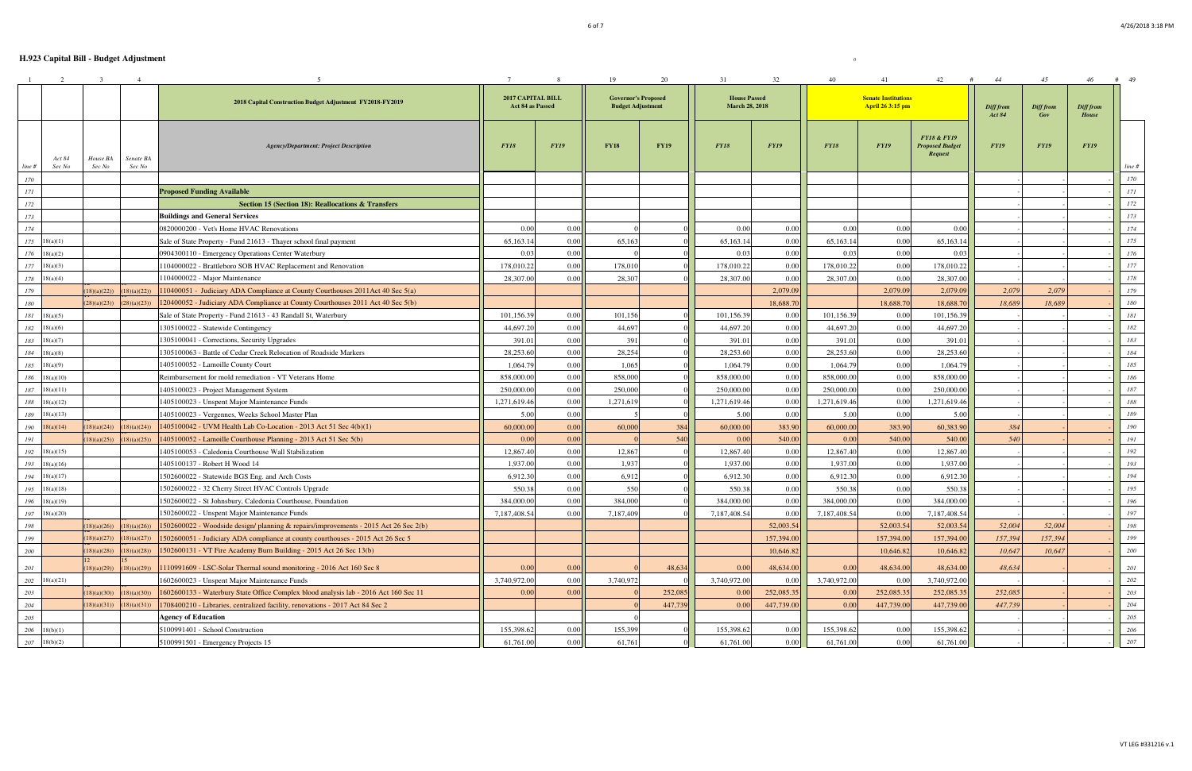# H.923 Capital Bill - Budget Adjustment

| 1 | 2 | 3 | 4 | 5 | 7 | 8 | 19 | 20 | 31 | 32 | 40 | 41 | 42 | 44 | 45 | 46 | 49 |
|---|---|---|---|---|---|---|---|---|---|---|---|---|---|---|---|---|---|
| | | | | 2018 Capital Construction Budget Adjustment FY2018-FY2019 | 2017 CAPITAL BILL Act 84 as Passed | | Governor's Proposed Budget Adjustment | | House Passed March 28, 2018 | | Senate Institutions April 26 3:15 pm | | | Diff from Act 84 | Diff from Gov | Diff from House | |
| line # | Act 84 Sec No | House BA Sec No | Senate BA Sec No | Agency/Department: Project Description | FY18 | FY19 | FY18 | FY19 | FY18 | FY19 | FY18 | FY19 | FY18 & FY19 Proposed Budget Request | FY19 | FY19 | FY19 | line # |
| 170 | | | | | | | | | | | | | | | | | 170 |
| 171 | | | | **Proposed Funding Available** | | | | | | | | | | | - | - | 171 |
| 172 | | | | **Section 15 (Section 18): Reallocations & Transfers** | | | | | | | | | | | - | - | 172 |
| 173 | | | | **Buildings and General Services** | | | | | | | | | | | - | - | 173 |
| 174 | | | | 0820000200 - Vet's Home HVAC Renovations | 0.00 | 0.00 | 0 | 0 | 0.00 | 0.00 | 0.00 | 0.00 | 0.00 | | - | - | 174 |
| 175 | 18(a)(1) | | | Sale of State Property - Fund 21613 - Thayer school final payment | 65,163.14 | 0.00 | 65,163 | 0 | 65,163.14 | 0.00 | 65,163.14 | 0.00 | 65,163.14 | | - | - | 175 |
| 176 | 18(a)(2) | | | 0904300110 - Emergency Operations Center Waterbury | 0.03 | 0.00 | 0 | 0 | 0.03 | 0.00 | 0.03 | 0.00 | 0.03 | | - | - | 176 |
| 177 | 18(a)(3) | | | 1104000022 - Brattleboro SOB HVAC Replacement and Renovation | 178,010.22 | 0.00 | 178,010 | 0 | 178,010.22 | 0.00 | 178,010.22 | 0.00 | 178,010.22 | | - | - | 177 |
| 178 | 18(a)(4) | | | 1104000022 - Major Maintenance | 28,307.00 | 0.00 | 28,307 | 0 | 28,307.00 | 0.00 | 28,307.00 | 0.00 | 28,307.00 | | - | - | 178 |
| 179 | | (18)(a)(22)) | (18)(a)(22)) | 110400051 - Judiciary ADA Compliance at County Courthouses 2011Act 40 Sec 5(a) | | | | | | 2,079.09 | | 2,079.09 | 2,079.09 | 2,079 | 2,079 | - | 179 |
| 180 | | (28)(a)(23)) | (28)(a)(23)) | 120400052 - Judiciary ADA Compliance at County Courthouses 2011 Act 40 Sec 5(b) | | | | | | 18,688.70 | | 18,688.70 | 18,688.70 | 18,689 | 18,689 | - | 180 |
| 181 | 18(a)(5) | | | Sale of State Property - Fund 21613 - 43 Randall St, Waterbury | 101,156.39 | 0.00 | 101,156 | 0 | 101,156.39 | 0.00 | 101,156.39 | 0.00 | 101,156.39 | | - | - | 181 |
| 182 | 18(a)(6) | | | 1305100022 - Statewide Contingency | 44,697.20 | 0.00 | 44,697 | 0 | 44,697.20 | 0.00 | 44,697.20 | 0.00 | 44,697.20 | | - | - | 182 |
| 183 | 18(a)(7) | | | 1305100041 - Corrections, Security Upgrades | 391.01 | 0.00 | 391 | 0 | 391.01 | 0.00 | 391.01 | 0.00 | 391.01 | | - | - | 183 |
| 184 | 18(a)(8) | | | 1305100063 - Battle of Cedar Creek Relocation of Roadside Markers | 28,253.60 | 0.00 | 28,254 | 0 | 28,253.60 | 0.00 | 28,253.60 | 0.00 | 28,253.60 | | - | - | 184 |
| 185 | 18(a)(9) | | | 1405100052 - Lamoille County Court | 1,064.79 | 0.00 | 1,065 | 0 | 1,064.79 | 0.00 | 1,064.79 | 0.00 | 1,064.79 | | - | - | 185 |
| 186 | 18(a)(10) | | | Reimbursement for mold remediation - VT Veterans Home | 858,000.00 | 0.00 | 858,000 | 0 | 858,000.00 | 0.00 | 858,000.00 | 0.00 | 858,000.00 | | - | - | 186 |
| 187 | 18(a)(11) | | | 1405100023 - Project Management System | 250,000.00 | 0.00 | 250,000 | 0 | 250,000.00 | 0.00 | 250,000.00 | 0.00 | 250,000.00 | | - | - | 187 |
| 188 | 18(a)(12) | | | 1405100023 - Unspent Major Maintenance Funds | 1,271,619.46 | 0.00 | 1,271,619 | 0 | 1,271,619.46 | 0.00 | 1,271,619.46 | 0.00 | 1,271,619.46 | | - | - | 188 |
| 189 | 18(a)(13) | | | 1405100023 - Vergennes, Weeks School Master Plan | 5.00 | 0.00 | 5 | 0 | 5.00 | 0.00 | 5.00 | 0.00 | 5.00 | | - | - | 189 |
| 190 | 18(a)(14) | (18)(a)(24)) | (18)(a)(24)) | 1405100042 - UVM Health Lab Co-Location - 2013 Act 51 Sec 4(b)(1) | 60,000.00 | 0.00 | 60,000 | 384 | 60,000.00 | 383.90 | 60,000.00 | 383.90 | 60,383.90 | 384 | - | - | 190 |
| 191 | | (18)(a)(25)) | (18)(a)(25)) | 1405100052 - Lamoille Courthouse Planning - 2013 Act 51 Sec 5(b) | 0.00 | 0.00 | 0 | 540 | 0.00 | 540.00 | 0.00 | 540.00 | 540.00 | 540 | - | - | 191 |
| 192 | 18(a)(15) | | | 1405100053 - Caledonia Courthouse Wall Stabilization | 12,867.40 | 0.00 | 12,867 | 0 | 12,867.40 | 0.00 | 12,867.40 | 0.00 | 12,867.40 | | - | - | 192 |
| 193 | 18(a)(16) | | | 1405100137 - Robert H Wood 14 | 1,937.00 | 0.00 | 1,937 | 0 | 1,937.00 | 0.00 | 1,937.00 | 0.00 | 1,937.00 | | - | - | 193 |
| 194 | 18(a)(17) | | | 1502600022 - Statewide BGS Eng. and Arch Costs | 6,912.30 | 0.00 | 6,912 | 0 | 6,912.30 | 0.00 | 6,912.30 | 0.00 | 6,912.30 | | - | - | 194 |
| 195 | 18(a)(18) | | | 1502600022 - 32 Cherry Street HVAC Controls Upgrade | 550.38 | 0.00 | 550 | 0 | 550.38 | 0.00 | 550.38 | 0.00 | 550.38 | | - | - | 195 |
| 196 | 18(a)(19) | | | 1502600022 - St Johnsbury, Caledonia Courthouse, Foundation | 384,000.00 | 0.00 | 384,000 | 0 | 384,000.00 | 0.00 | 384,000.00 | 0.00 | 384,000.00 | | - | - | 196 |
| 197 | 18(a)(20) | | | 1502600022 - Unspent Major Maintenance Funds | 7,187,408.54 | 0.00 | 7,187,409 | 0 | 7,187,408.54 | 0.00 | 7,187,408.54 | 0.00 | 7,187,408.54 | | - | - | 197 |
| 198 | | (18)(a)(26)) | (18)(a)(26)) | 1502600022 - Woodside design/ planning & repairs/improvements - 2015 Act 26 Sec 2(b) | | | | | | 52,003.54 | | 52,003.54 | 52,003.54 | 52,004 | 52,004 | - | 198 |
| 199 | | (18)(a)(27)) | (18)(a)(27)) | 1502600051 - Judiciary ADA compliance at county courthouses - 2015 Act 26 Sec 5 | | | | | | 157,394.00 | | 157,394.00 | 157,394.00 | 157,394 | 157,394 | - | 199 |
| 200 | | (18)(a)(28)) | (18)(a)(28)) | 1502600131 - VT Fire Academy Burn Building - 2015 Act 26 Sec 13(b) | | | | | | 10,646.82 | | 10,646.82 | 10,646.82 | 10,647 | 10,647 | - | 200 |
| 201 | | 12 (18)(a)(29)) | 15 (18)(a)(29)) | 1110991609 - LSC-Solar Thermal sound monitoring - 2016 Act 160 Sec 8 | 0.00 | 0.00 | 0 | 48,634 | 0.00 | 48,634.00 | 0.00 | 48,634.00 | 48,634.00 | 48,634 | - | - | 201 |
| 202 | 18(a)(21) | | | 1602600023 - Unspent Major Maintenance Funds | 3,740,972.00 | 0.00 | 3,740,972 | 0 | 3,740,972.00 | 0.00 | 3,740,972.00 | 0.00 | 3,740,972.00 | | - | - | 202 |
| 203 | | (18)(a)(30)) | (18)(a)(30)) | 1602600133 - Waterbury State Office Complex blood analysis lab - 2016 Act 160 Sec 11 | 0.00 | 0.00 | 0 | 252,085 | 0.00 | 252,085.35 | 0.00 | 252,085.35 | 252,085.35 | 252,085 | - | - | 203 |
| 204 | | (18)(a)(31)) | (18)(a)(31)) | 1708400210 - Libraries, centralized facility, renovations - 2017 Act 84 Sec 2 | | | 0 | 447,739 | 0.00 | 447,739.00 | 0.00 | 447,739.00 | 447,739.00 | 447,739 | - | - | 204 |
| 205 | | | | **Agency of Education** | | | 0 | | | | | | | | - | - | 205 |
| 206 | 18(b)(1) | | | 5100991401 - School Construction | 155,398.62 | 0.00 | 155,399 | 0 | 155,398.62 | 0.00 | 155,398.62 | 0.00 | 155,398.62 | | - | - | 206 |
| 207 | 18(b)(2) | | | 5100991501 - Emergency Projects 15 | 61,761.00 | 0.00 | 61,761 | 0 | 61,761.00 | 0.00 | 61,761.00 | 0.00 | 61,761.00 | | - | - | 207 |

VT LEG #331216 v.1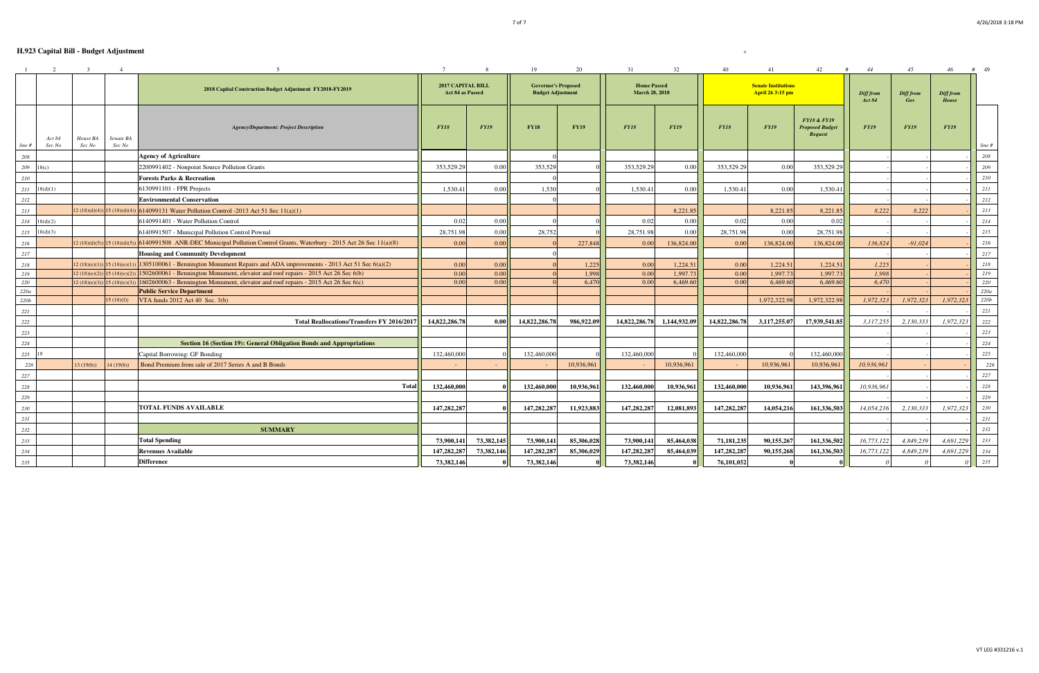## H.923 Capital Bill - Budget Adjustment

| 1 | 2 | 3 | 4 | 5 | 7 | 8 | 19 | 20 | 31 | 32 | 40 | 41 | 42 | 44 | 45 | 46 | 49 |
|---|---|---|---|---|---|---|---|---|---|---|---|---|---|---|---|---|---|
| | | | | 2018 Capital Construction Budget Adjustment FY2018-FY2019 | 2017 CAPITAL BILL Act 84 as Passed | | Governor's Proposed Budget Adjustment | | House Passed March 28, 2018 | | Senate Institutions April 26 3:15 pm | | | Diff from Act 84 | Diff from Gov | Diff from House | |
| line # | Act 84 Sec No | House BA Sec No | Senate BA Sec No | Agency/Department: Project Description | FY18 | FY19 | FY18 | FY19 | FY18 | FY19 | FY18 | FY19 | FY18 & FY19 Proposed Budget Request | FY19 | FY19 | FY19 | line # |
| 208 | | | | **Agency of Agriculture** | | | 0 | | | | | | | | | - | 208 |
| 209 | 18(c) | | | 2200991402 - Nonpoint Source Pollution Grants | 353,529.29 | 0.00 | 353,529 | 0 | 353,529.29 | 0.00 | 353,529.29 | 0.00 | 353,529.29 | - | - | - | 209 |
| 210 | | | | **Forests Parks & Recreation** | | | 0 | | | | | | | - | - | - | 210 |
| 211 | 18(d)(1) | | | 6130991101 - FPR Projects | 1,530.41 | 0.00 | 1,530 | 0 | 1,530.41 | 0.00 | 1,530.41 | 0.00 | 1,530.41 | - | - | - | 211 |
| 212 | | | | **Environmental Conservation** | | | 0 | | | | | | | - | - | - | 212 |
| 213 | | 12 (18)(d)(4)) | 15 (18)(d)(4)) | 614099131 Water Pollution Control -2013 Act 51 Sec 11(a)(1) | | | | | | 8,221.85 | | 8,221.85 | 8,221.85 | 8,222 | 8,222 | - | 213 |
| 214 | 18(d)(2) | | | 6140991401 - Water Pollution Control | 0.02 | 0.00 | 0 | 0 | 0.02 | 0.00 | 0.02 | 0.00 | 0.02 | - | - | - | 214 |
| 215 | 18(d)(3) | | | 6140991507 - Municipal Pollution Control Pownal | 28,751.98 | 0.00 | 28,752 | 0 | 28,751.98 | 0.00 | 28,751.98 | 0.00 | 28,751.98 | - | - | - | 215 |
| 216 | | 12 (18)(d)(5)) | 15 (18)(d)(5)) | 6140991508 ANR-DEC Municipal Pollution Control Grants, Waterbury - 2015 Act 26 Sec 11(a)(8) | 0.00 | 0.00 | 0 | 227,848 | 0.00 | 136,824.00 | 0.00 | 136,824.00 | 136,824.00 | 136,824 | -91,024 | - | 216 |
| 217 | | | | **Housing and Community Development** | | | 0 | | | | | | | - | - | - | 217 |
| 218 | | 12 (18)(e)(1)) | 15 (18)(e)(1)) | 1305100061 - Bennington Monument Repairs and ADA improvements - 2013 Act 51 Sec 6(a)(2) | 0.00 | 0.00 | 0 | 1,225 | 0.00 | 1,224.51 | 0.00 | 1,224.51 | 1,224.51 | 1,225 | - | - | 218 |
| 219 | | 12 (18)(e)(2)) | 15 (18)(e)(2)) | 1502600061 - Bennington Monument, elevator and roof repairs - 2015 Act 26 Sec 6(b) | 0.00 | 0.00 | 0 | 1,998 | 0.00 | 1,997.73 | 0.00 | 1,997.73 | 1,997.73 | 1,998 | - | - | 219 |
| 220 | | 12 (18)(e)(3)) | 15 (18)(e)(3)) | 1602600063 - Bennington Monument, elevator and roof repairs - 2015 Act 26 Sec 6(c) | 0.00 | 0.00 | 0 | 6,470 | 0.00 | 6,469.60 | 0.00 | 6,469.60 | 6,469.60 | 6,470 | - | - | 220 |
| 220a | | | | **Public Service Department** | | | | | | | | | | - | - | - | 220a |
| 220b | | | 15 (18)(f)) | VTA funds 2012 Act 40 Sec. 3(b) | | | | | | | | 1,972,322.98 | 1,972,322.98 | 1,972,323 | 1,972,323 | 1,972,323 | 220b |
| 221 | | | | | | | | | | | | | | - | - | - | 221 |
| 222 | | | | **Total Reallocations/Transfers FY 2016/2017** | 14,822,286.78 | 0.00 | 14,822,286.78 | 986,922.09 | 14,822,286.78 | 1,144,932.09 | 14,822,286.78 | 3,117,255.07 | 17,939,541.85 | 3,117,255 | 2,130,333 | 1,972,323 | 222 |
| 223 | | | | | | | | | | | | | | - | - | - | 223 |
| 224 | | | | **Section 16 (Section 19): General Obligation Bonds and Appropriations** | | | | | | | | | | - | - | - | 224 |
| 225 | 19 | | | Capital Borrowing: GF Bonding | 132,460,000 | 0 | 132,460,000 | 0 | 132,460,000 | 0 | 132,460,000 | 0 | 132,460,000 | - | - | - | 225 |
| 226 | | 13 (19(b)) | 14 (19(b)) | Bond Premium from sale of 2017 Series A and B Bonds | - | - | - | 10,936,961 | - | 10,936,961 | - | 10,936,961 | 10,936,961 | 10,936,961 | - | - | 226 |
| 227 | | | | | | | | | | | | | | - | - | - | 227 |
| 228 | | | | **Total** | 132,460,000 | 0 | 132,460,000 | 10,936,961 | 132,460,000 | 10,936,961 | 132,460,000 | 10,936,961 | 143,396,961 | 10,936,961 | - | - | 228 |
| 229 | | | | | | | | | | | | | | - | - | - | 229 |
| 230 | | | | **TOTAL FUNDS AVAILABLE** | 147,282,287 | 0 | 147,282,287 | 11,923,883 | 147,282,287 | 12,081,893 | 147,282,287 | 14,054,216 | 161,336,503 | 14,054,216 | 2,130,333 | 1,972,323 | 230 |
| 231 | | | | | | | | | | | | | | - | - | - | 231 |
| 232 | | | | **SUMMARY** | | | | | | | | | | - | - | - | 232 |
| 233 | | | | **Total Spending** | 73,900,141 | 73,382,145 | 73,900,141 | 85,306,028 | 73,900,141 | 85,464,038 | 71,181,235 | 90,155,267 | 161,336,502 | 16,773,122 | 4,849,239 | 4,691,229 | 233 |
| 234 | | | | **Revenues Available** | 147,282,287 | 73,382,146 | 147,282,287 | 85,306,029 | 147,282,287 | 85,464,039 | 147,282,287 | 90,155,268 | 161,336,503 | 16,773,122 | 4,849,239 | 4,691,229 | 234 |
| 235 | | | | **Difference** | 73,382,146 | 0 | 73,382,146 | 0 | 73,382,146 | 0 | 76,101,052 | 0 | 0 | 0 | 0 | 0 | 235 |

VT LEG #331216 v.1